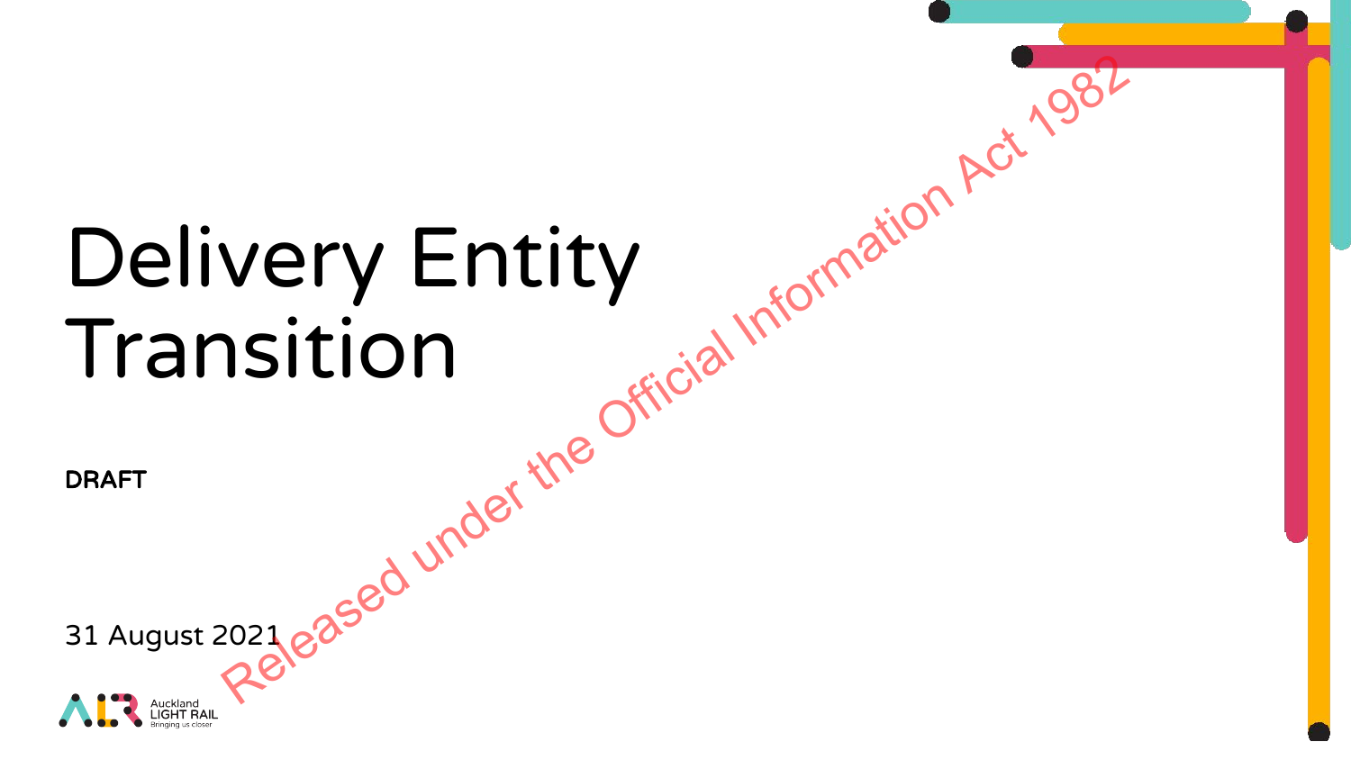# Delivery Entity Transition

**DRAFT**

31 August 2021

Released under the Official Information Act 1982

Auckland LIGHT RAIL
Bringing us closer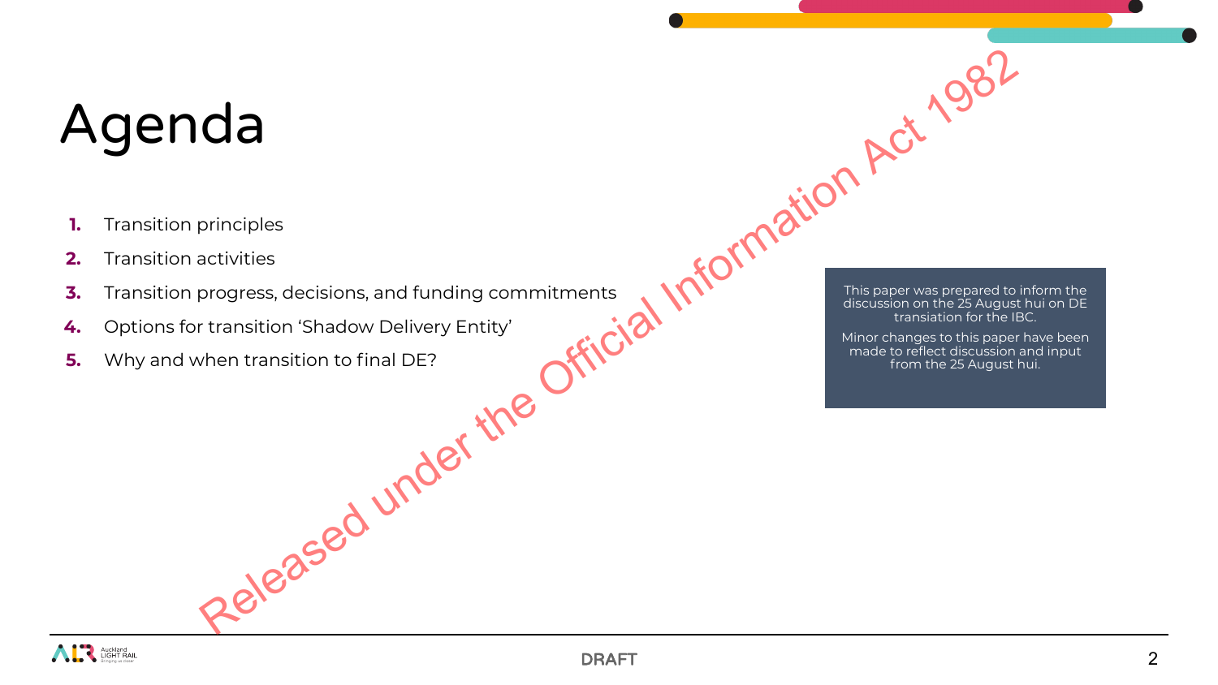# Agenda

1. Transition principles
2. Transition activities
3. Transition progress, decisions, and funding commitments
4. Options for transition 'Shadow Delivery Entity'
5. Why and when transition to final DE?

This paper was prepared to inform the discussion on the 25 August hui on DE transiation for the IBC.

Minor changes to this paper have been made to reflect discussion and input from the 25 August hui.

Released under the Official Information Act 1982

DRAFT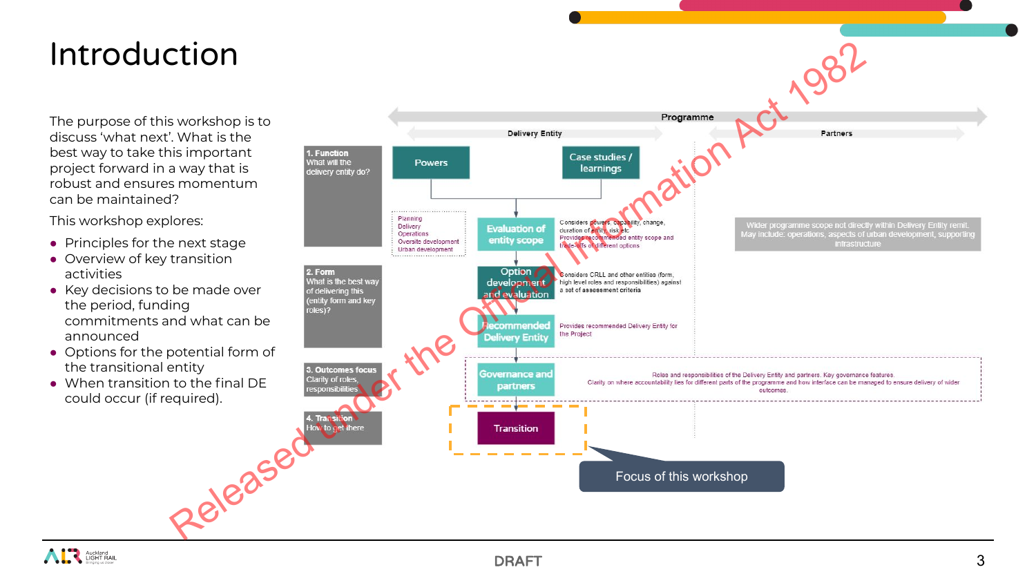# Introduction

The purpose of this workshop is to discuss 'what next'. What is the best way to take this important project forward in a way that is robust and ensures momentum can be maintained?

This workshop explores:

- Principles for the next stage
- Overview of key transition activities
- Key decisions to be made over the period, funding commitments and what can be announced
- Options for the potential form of the transitional entity
- When transition to the final DE could occur (if required).

Programme

Delivery Entity | Partners

**1. Function**
What will the delivery entity do?

Powers | Case studies / learnings

Planning
Delivery
Operations
Oversite development
Urban development

**Evaluation of entity scope** — Considers powers, capability, change, duration of entity, risk etc. Provides recommended entity scope and trade-offs of different options

Wider programme scope not directly within Delivery Entity remit. May include: operations, aspects of urban development, supporting infrastructure

**2. Form**
What is the best way of delivering this (entity form and key roles)?

**Option development and evaluation** — Considers CRLL and other entities (form, high level roles and responsibilities) against a set of assessment criteria

**Recommended Delivery Entity** — Provides recommended Delivery Entity for the Project

**3. Outcomes focus**
Clarity of roles, responsibilities

**Governance and partners** — Roles and responsibilities of the Delivery Entity and partners. Key governance features. Clarity on where accountability lies for different parts of the programme and how interface can be managed to ensure delivery of wider outcomes.

**4. Transition**
How to get there

**Transition**

Focus of this workshop

Released under the Official Information Act 1982

DRAFT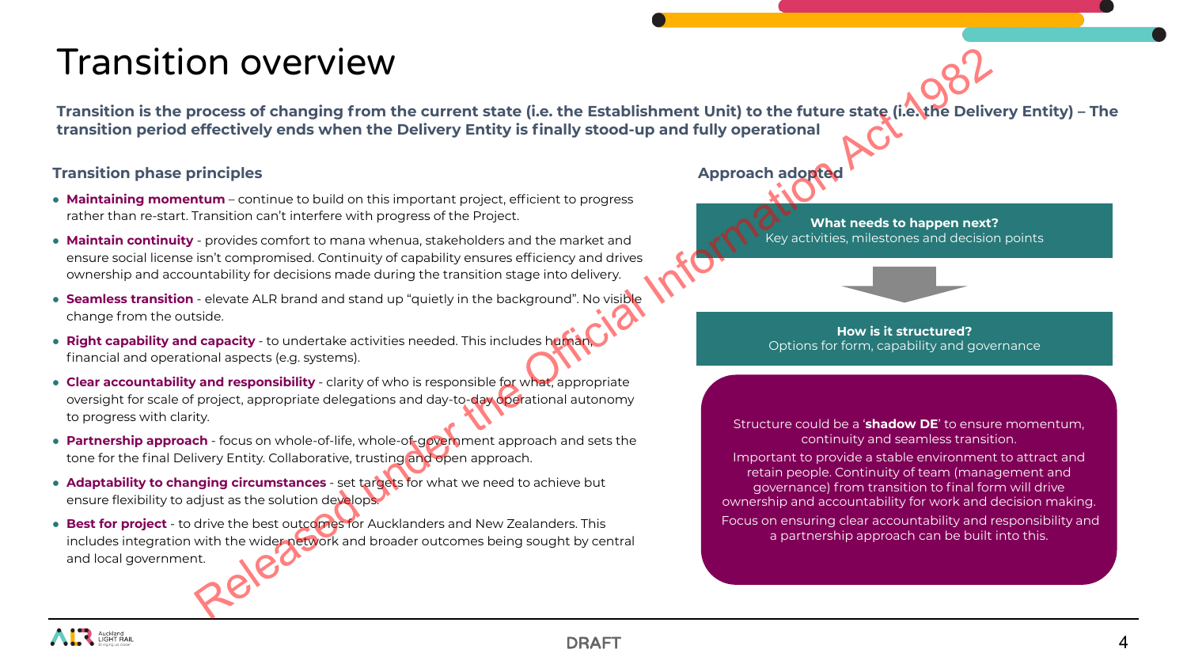# Transition overview

**Transition is the process of changing from the current state (i.e. the Establishment Unit) to the future state (i.e. the Delivery Entity) – The transition period effectively ends when the Delivery Entity is finally stood-up and fully operational**

Released under the Official Information Act 1982

## Transition phase principles

- **Maintaining momentum** – continue to build on this important project, efficient to progress rather than re-start. Transition can't interfere with progress of the Project.
- **Maintain continuity** - provides comfort to mana whenua, stakeholders and the market and ensure social license isn't compromised. Continuity of capability ensures efficiency and drives ownership and accountability for decisions made during the transition stage into delivery.
- **Seamless transition** - elevate ALR brand and stand up "quietly in the background". No visible change from the outside.
- **Right capability and capacity** - to undertake activities needed. This includes human, financial and operational aspects (e.g. systems).
- **Clear accountability and responsibility** - clarity of who is responsible for what, appropriate oversight for scale of project, appropriate delegations and day-to-day operational autonomy to progress with clarity.
- **Partnership approach** - focus on whole-of-life, whole-of-government approach and sets the tone for the final Delivery Entity. Collaborative, trusting and open approach.
- **Adaptability to changing circumstances** - set targets for what we need to achieve but ensure flexibility to adjust as the solution develops.
- **Best for project** - to drive the best outcomes for Aucklanders and New Zealanders. This includes integration with the wider network and broader outcomes being sought by central and local government.

## Approach adopted

**What needs to happen next?**
Key activities, milestones and decision points

↓

**How is it structured?**
Options for form, capability and governance

Structure could be a '**shadow DE**' to ensure momentum, continuity and seamless transition.

Important to provide a stable environment to attract and retain people. Continuity of team (management and governance) from transition to final form will drive ownership and accountability for work and decision making.

Focus on ensuring clear accountability and responsibility and a partnership approach can be built into this.

DRAFT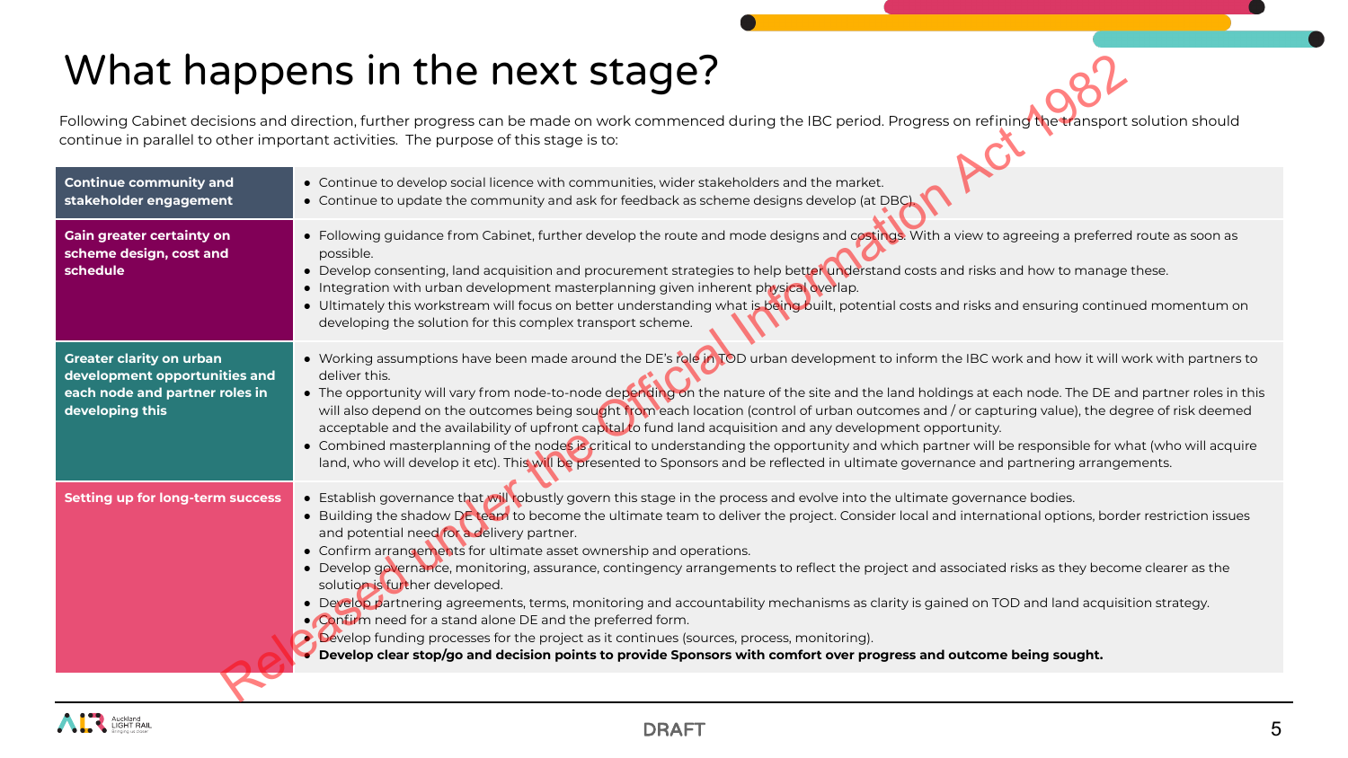# What happens in the next stage?

Following Cabinet decisions and direction, further progress can be made on work commenced during the IBC period. Progress on refining the transport solution should continue in parallel to other important activities. The purpose of this stage is to:

| | |
|---|---|
| **Continue community and stakeholder engagement** | • Continue to develop social licence with communities, wider stakeholders and the market.<br>• Continue to update the community and ask for feedback as scheme designs develop (at DBC). |
| **Gain greater certainty on scheme design, cost and schedule** | • Following guidance from Cabinet, further develop the route and mode designs and costings. With a view to agreeing a preferred route as soon as possible.<br>• Develop consenting, land acquisition and procurement strategies to help better understand costs and risks and how to manage these.<br>• Integration with urban development masterplanning given inherent physical overlap.<br>• Ultimately this workstream will focus on better understanding what is being built, potential costs and risks and ensuring continued momentum on developing the solution for this complex transport scheme. |
| **Greater clarity on urban development opportunities and each node and partner roles in developing this** | • Working assumptions have been made around the DE's role in TOD urban development to inform the IBC work and how it will work with partners to deliver this.<br>• The opportunity will vary from node-to-node depending on the nature of the site and the land holdings at each node. The DE and partner roles in this will also depend on the outcomes being sought from each location (control of urban outcomes and / or capturing value), the degree of risk deemed acceptable and the availability of upfront capital to fund land acquisition and any development opportunity.<br>• Combined masterplanning of the nodes is critical to understanding the opportunity and which partner will be responsible for what (who will acquire land, who will develop it etc). This will be presented to Sponsors and be reflected in ultimate governance and partnering arrangements. |
| **Setting up for long-term success** | • Establish governance that will robustly govern this stage in the process and evolve into the ultimate governance bodies.<br>• Building the shadow DE team to become the ultimate team to deliver the project. Consider local and international options, border restriction issues and potential need for a delivery partner.<br>• Confirm arrangements for ultimate asset ownership and operations.<br>• Develop governance, monitoring, assurance, contingency arrangements to reflect the project and associated risks as they become clearer as the solution is further developed.<br>• Develop partnering agreements, terms, monitoring and accountability mechanisms as clarity is gained on TOD and land acquisition strategy.<br>• Confirm need for a stand alone DE and the preferred form.<br>• Develop funding processes for the project as it continues (sources, process, monitoring).<br>• **Develop clear stop/go and decision points to provide Sponsors with comfort over progress and outcome being sought.** |

DRAFT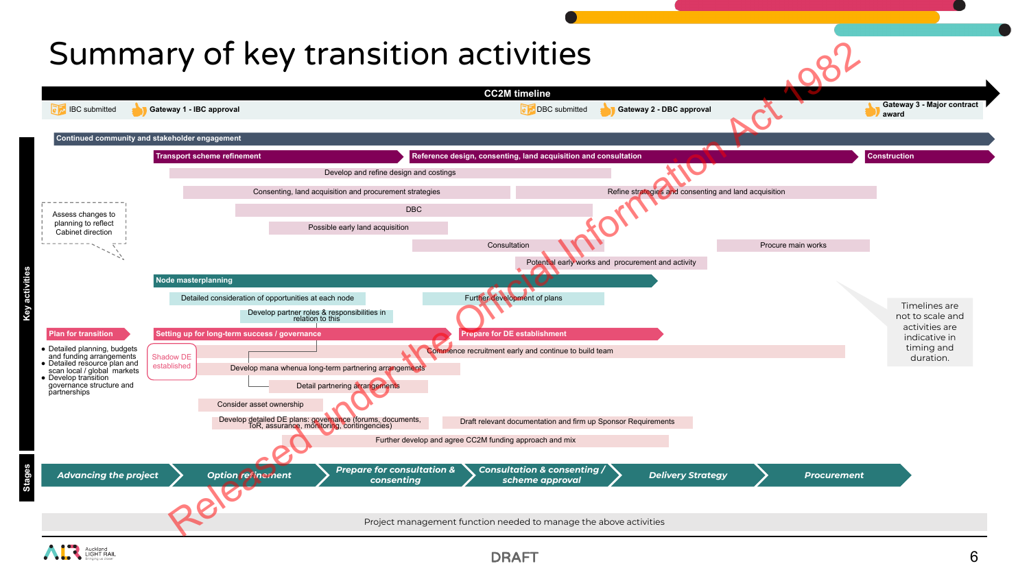# Summary of key transition activities

**CC2M timeline**

IBC submitted | **Gateway 1 - IBC approval** | DBC submitted | **Gateway 2 - DBC approval** | **Gateway 3 - Major contract award**

## Key activities

**Continued community and stakeholder engagement**

**Transport scheme refinement** → **Reference design, consenting, land acquisition and consultation** → **Construction**

- Develop and refine design and costings
- Consenting, land acquisition and procurement strategies
- Refine strategies and consenting and land acquisition
- DBC
- Possible early land acquisition
- Consultation
- Procure main works
- Potential early works and procurement and activity

Assess changes to planning to reflect Cabinet direction

**Node masterplanning**

- Detailed consideration of opportunities at each node
- Further development of plans
- Develop partner roles & responsibilities in relation to this

**Plan for transition**

- Detailed planning, budgets and funding arrangements
- Detailed resource plan and scan local / global markets
- Develop transition governance structure and partnerships

**Setting up for long-term success / governance** → **Prepare for DE establishment**

Shadow DE established

- Commence recruitment early and continue to build team
- Develop mana whenua long-term partnering arrangements
- Detail partnering arrangements
- Consider asset ownership
- Develop detailed DE plans: governance (forums, documents, ToR, assurance, monitoring, contingencies)
- Draft relevant documentation and firm up Sponsor Requirements
- Further develop and agree CC2M funding approach and mix

Timelines are not to scale and activities are indicative in timing and duration.

## Stages

*Advancing the project* → *Option refinement* → *Prepare for consultation & consenting* → *Consultation & consenting / scheme approval* → *Delivery Strategy* → *Procurement*

Project management function needed to manage the above activities

Released under the Official Information Act 1982

DRAFT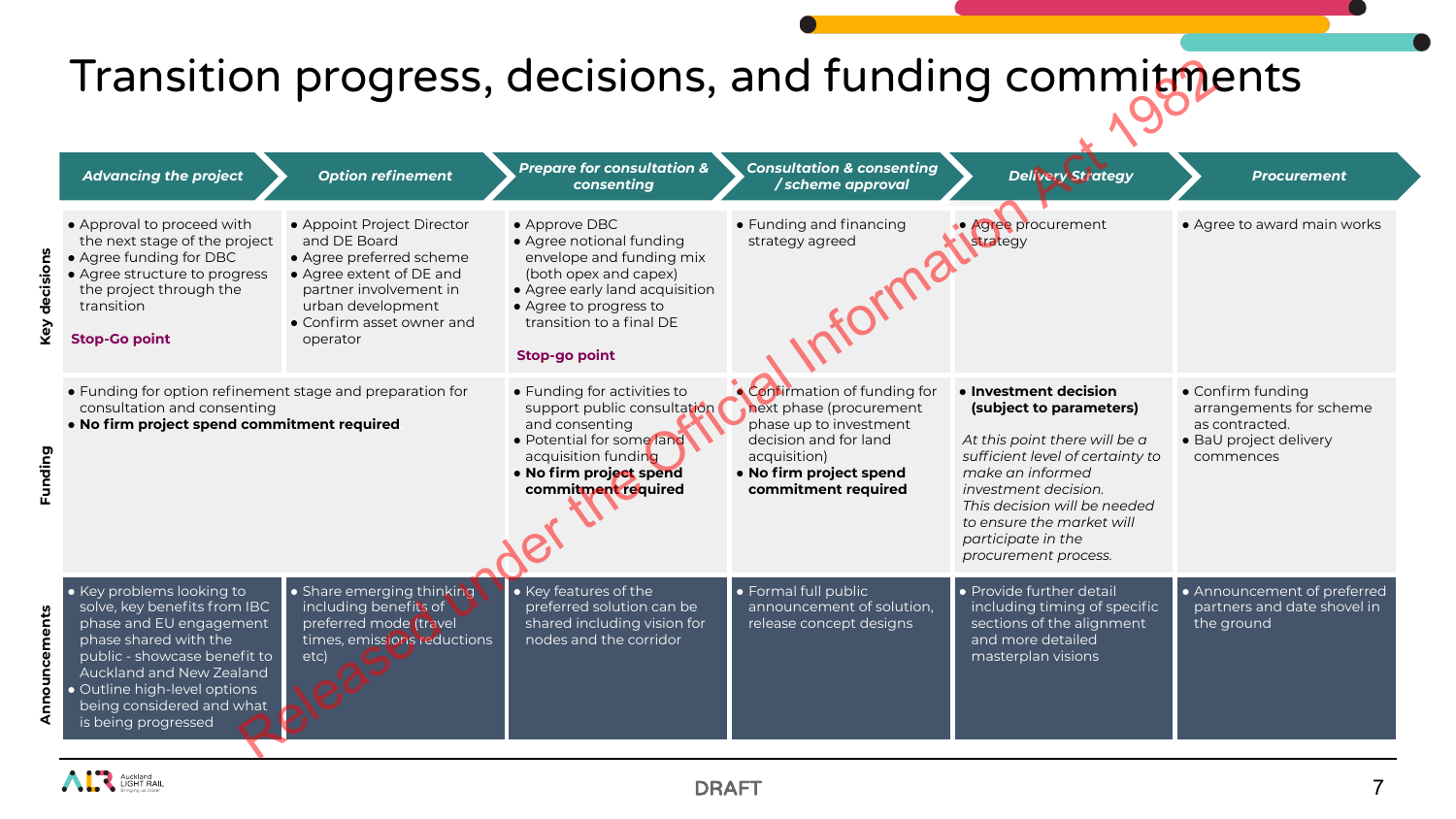# Transition progress, decisions, and funding commitments

Released under the Official Information Act 1982

| | Advancing the project | Option refinement | Prepare for consultation & consenting | Consultation & consenting / scheme approval | Delivery Strategy | Procurement |
|---|---|---|---|---|---|---|
| **Key decisions** | • Approval to proceed with the next stage of the project<br>• Agree funding for DBC<br>• Agree structure to progress the project through the transition<br><br>**Stop-Go point** | • Appoint Project Director and DE Board<br>• Agree preferred scheme<br>• Agree extent of DE and partner involvement in urban development<br>• Confirm asset owner and operator | • Approve DBC<br>• Agree notional funding envelope and funding mix (both opex and capex)<br>• Agree early land acquisition<br>• Agree to progress to transition to a final DE<br><br>**Stop-go point** | • Funding and financing strategy agreed | • Agree procurement strategy | • Agree to award main works |
| **Funding** | • Funding for option refinement stage and preparation for consultation and consenting<br>• **No firm project spend commitment required** | | • Funding for activities to support public consultation and consenting<br>• Potential for some land acquisition funding<br>• **No firm project spend commitment required** | • Confirmation of funding for next phase (procurement phase up to investment decision and for land acquisition)<br>• **No firm project spend commitment required** | • **Investment decision (subject to parameters)**<br><br>*At this point there will be a sufficient level of certainty to make an informed investment decision. This decision will be needed to ensure the market will participate in the procurement process.* | • Confirm funding arrangements for scheme as contracted.<br>• BaU project delivery commences |
| **Announcements** | • Key problems looking to solve, key benefits from IBC phase and EU engagement phase shared with the public - showcase benefit to Auckland and New Zealand<br>• Outline high-level options being considered and what is being progressed | • Share emerging thinking including benefits of preferred mode (travel times, emissions reductions etc) | • Key features of the preferred solution can be shared including vision for nodes and the corridor | • Formal full public announcement of solution, release concept designs | • Provide further detail including timing of specific sections of the alignment and more detailed masterplan visions | • Announcement of preferred partners and date shovel in the ground |

DRAFT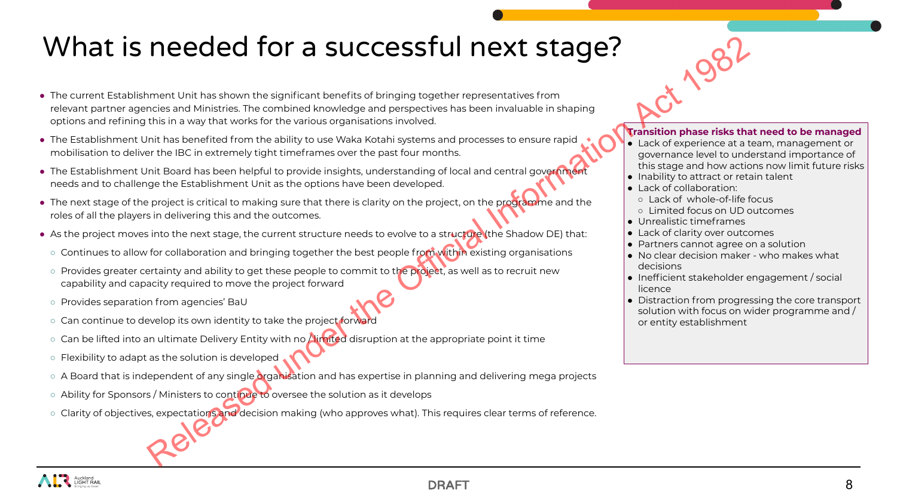# What is needed for a successful next stage?

- The current Establishment Unit has shown the significant benefits of bringing together representatives from relevant partner agencies and Ministries. The combined knowledge and perspectives has been invaluable in shaping options and refining this in a way that works for the various organisations involved.
- The Establishment Unit has benefited from the ability to use Waka Kotahi systems and processes to ensure rapid mobilisation to deliver the IBC in extremely tight timeframes over the past four months.
- The Establishment Unit Board has been helpful to provide insights, understanding of local and central government needs and to challenge the Establishment Unit as the options have been developed.
- The next stage of the project is critical to making sure that there is clarity on the project, on the programme and the roles of all the players in delivering this and the outcomes.
- As the project moves into the next stage, the current structure needs to evolve to a structure (the Shadow DE) that:
  - Continues to allow for collaboration and bringing together the best people from within existing organisations
  - Provides greater certainty and ability to get these people to commit to the project, as well as to recruit new capability and capacity required to move the project forward
  - Provides separation from agencies' BaU
  - Can continue to develop its own identity to take the project forward
  - Can be lifted into an ultimate Delivery Entity with no / limited disruption at the appropriate point it time
  - Flexibility to adapt as the solution is developed
  - A Board that is independent of any single organisation and has expertise in planning and delivering mega projects
  - Ability for Sponsors / Ministers to continue to oversee the solution as it develops
  - Clarity of objectives, expectations and decision making (who approves what). This requires clear terms of reference.

**Transition phase risks that need to be managed**

- Lack of experience at a team, management or governance level to understand importance of this stage and how actions now limit future risks
- Inability to attract or retain talent
- Lack of collaboration:
  - Lack of whole-of-life focus
  - Limited focus on UD outcomes
- Unrealistic timeframes
- Lack of clarity over outcomes
- Partners cannot agree on a solution
- No clear decision maker - who makes what decisions
- Inefficient stakeholder engagement / social licence
- Distraction from progressing the core transport solution with focus on wider programme and / or entity establishment

Released under the Official Information Act 1982

DRAFT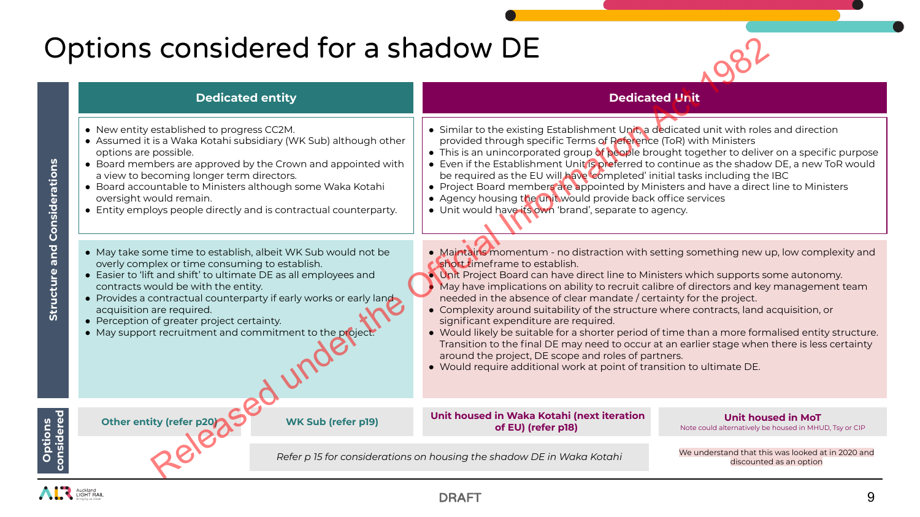# Options considered for a shadow DE

Released under the Official Information Act 1982

## Structure and Considerations

| | Dedicated entity | Dedicated Unit |
|---|---|---|
| Structure | • New entity established to progress CC2M.<br>• Assumed it is a Waka Kotahi subsidiary (WK Sub) although other options are possible.<br>• Board members are approved by the Crown and appointed with a view to becoming longer term directors.<br>• Board accountable to Ministers although some Waka Kotahi oversight would remain.<br>• Entity employs people directly and is contractual counterparty. | • Similar to the existing Establishment Unit, a dedicated unit with roles and direction provided through specific Terms of Reference (ToR) with Ministers<br>• This is an unincorporated group of people brought together to deliver on a specific purpose<br>• Even if the Establishment Unit is preferred to continue as the shadow DE, a new ToR would be required as the EU will have completed' initial tasks including the IBC<br>• Project Board members are appointed by Ministers and have a direct line to Ministers<br>• Agency housing the unit would provide back office services<br>• Unit would have its own 'brand', separate to agency. |
| Considerations | • May take some time to establish, albeit WK Sub would not be overly complex or time consuming to establish.<br>• Easier to 'lift and shift' to ultimate DE as all employees and contracts would be with the entity.<br>• Provides a contractual counterparty if early works or early land acquisition are required.<br>• Perception of greater project certainty.<br>• May support recruitment and commitment to the project. | • Maintains momentum - no distraction with setting something new up, low complexity and short timeframe to establish.<br>• Unit Project Board can have direct line to Ministers which supports some autonomy.<br>• May have implications on ability to recruit calibre of directors and key management team needed in the absence of clear mandate / certainty for the project.<br>• Complexity around suitability of the structure where contracts, land acquisition, or significant expenditure are required.<br>• Would likely be suitable for a shorter period of time than a more formalised entity structure. Transition to the final DE may need to occur at an earlier stage when there is less certainty around the project, DE scope and roles of partners.<br>• Would require additional work at point of transition to ultimate DE. |

## Options considered

| Other entity (refer p20) | WK Sub (refer p19) | Unit housed in Waka Kotahi (next iteration of EU) (refer p18) | Unit housed in MoT<br>Note could alternatively be housed in MHUD, Tsy or CIP |
|---|---|---|---|
| | *Refer p 15 for considerations on housing the shadow DE in Waka Kotahi* | | We understand that this was looked at in 2020 and discounted as an option |

DRAFT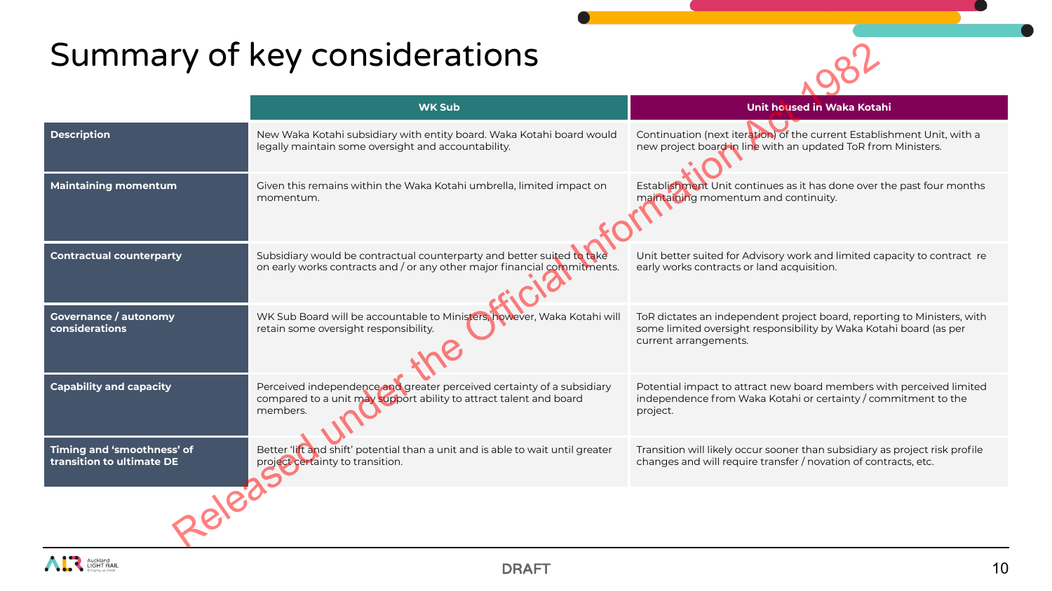# Summary of key considerations

| | WK Sub | Unit housed in Waka Kotahi |
|---|---|---|
| **Description** | New Waka Kotahi subsidiary with entity board. Waka Kotahi board would legally maintain some oversight and accountability. | Continuation (next iteration) of the current Establishment Unit, with a new project board in line with an updated ToR from Ministers. |
| **Maintaining momentum** | Given this remains within the Waka Kotahi umbrella, limited impact on momentum. | Establishment Unit continues as it has done over the past four months maintaining momentum and continuity. |
| **Contractual counterparty** | Subsidiary would be contractual counterparty and better suited to take on early works contracts and / or any other major financial commitments. | Unit better suited for Advisory work and limited capacity to contract re early works contracts or land acquisition. |
| **Governance / autonomy considerations** | WK Sub Board will be accountable to Ministers, however, Waka Kotahi will retain some oversight responsibility. | ToR dictates an independent project board, reporting to Ministers, with some limited oversight responsibility by Waka Kotahi board (as per current arrangements. |
| **Capability and capacity** | Perceived independence and greater perceived certainty of a subsidiary compared to a unit may support ability to attract talent and board members. | Potential impact to attract new board members with perceived limited independence from Waka Kotahi or certainty / commitment to the project. |
| **Timing and 'smoothness' of transition to ultimate DE** | Better 'lift and shift' potential than a unit and is able to wait until greater project certainty to transition. | Transition will likely occur sooner than subsidiary as project risk profile changes and will require transfer / novation of contracts, etc. |

Released under the Official Information Act 1982

DRAFT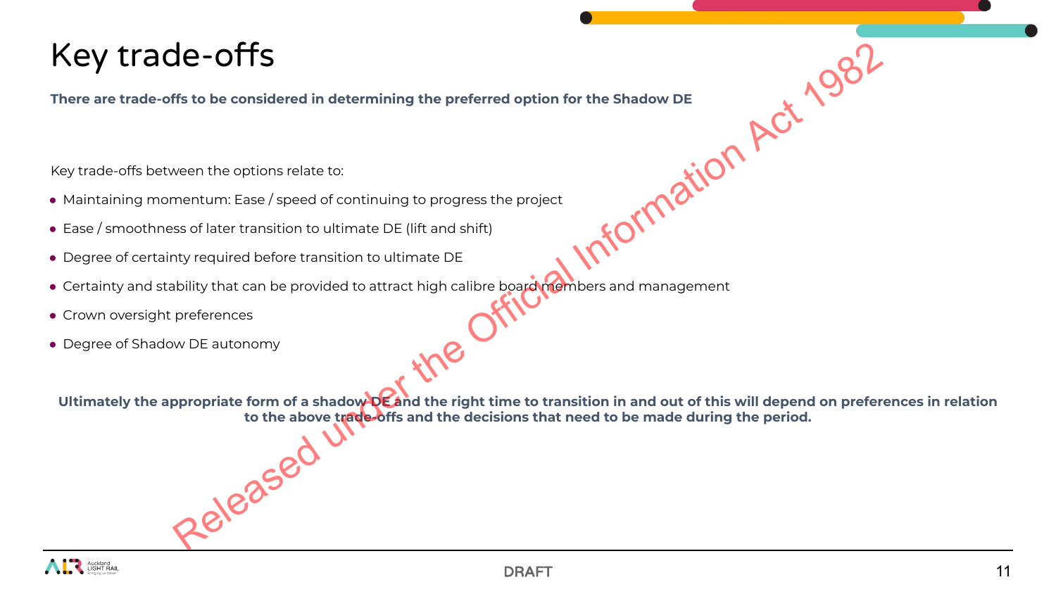# Key trade-offs

**There are trade-offs to be considered in determining the preferred option for the Shadow DE**

Key trade-offs between the options relate to:

- Maintaining momentum: Ease / speed of continuing to progress the project
- Ease / smoothness of later transition to ultimate DE (lift and shift)
- Degree of certainty required before transition to ultimate DE
- Certainty and stability that can be provided to attract high calibre board members and management
- Crown oversight preferences
- Degree of Shadow DE autonomy

**Ultimately the appropriate form of a shadow DE and the right time to transition in and out of this will depend on preferences in relation to the above trade-offs and the decisions that need to be made during the period.**

Released under the Official Information Act 1982

DRAFT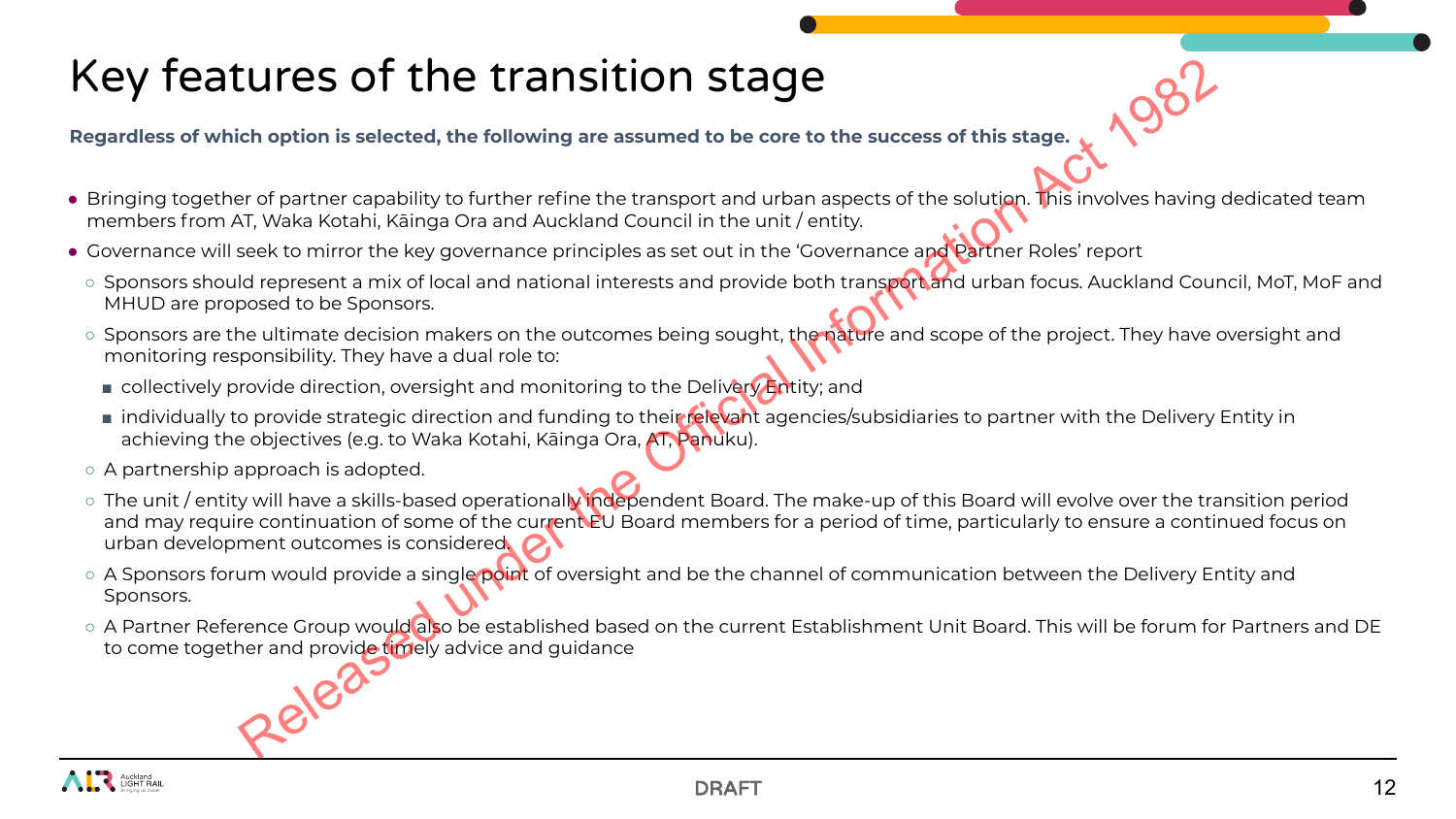# Key features of the transition stage

**Regardless of which option is selected, the following are assumed to be core to the success of this stage.**

- Bringing together of partner capability to further refine the transport and urban aspects of the solution. This involves having dedicated team members from AT, Waka Kotahi, Kāinga Ora and Auckland Council in the unit / entity.
- Governance will seek to mirror the key governance principles as set out in the 'Governance and Partner Roles' report
  - Sponsors should represent a mix of local and national interests and provide both transport and urban focus. Auckland Council, MoT, MoF and MHUD are proposed to be Sponsors.
  - Sponsors are the ultimate decision makers on the outcomes being sought, the nature and scope of the project. They have oversight and monitoring responsibility. They have a dual role to:
    - collectively provide direction, oversight and monitoring to the Delivery Entity; and
    - individually to provide strategic direction and funding to their relevant agencies/subsidiaries to partner with the Delivery Entity in achieving the objectives (e.g. to Waka Kotahi, Kāinga Ora, AT, Panuku).
  - A partnership approach is adopted.
  - The unit / entity will have a skills-based operationally independent Board. The make-up of this Board will evolve over the transition period and may require continuation of some of the current EU Board members for a period of time, particularly to ensure a continued focus on urban development outcomes is considered.
  - A Sponsors forum would provide a single point of oversight and be the channel of communication between the Delivery Entity and Sponsors.
  - A Partner Reference Group would also be established based on the current Establishment Unit Board. This will be forum for Partners and DE to come together and provide timely advice and guidance

Released under the Official Information Act 1982

DRAFT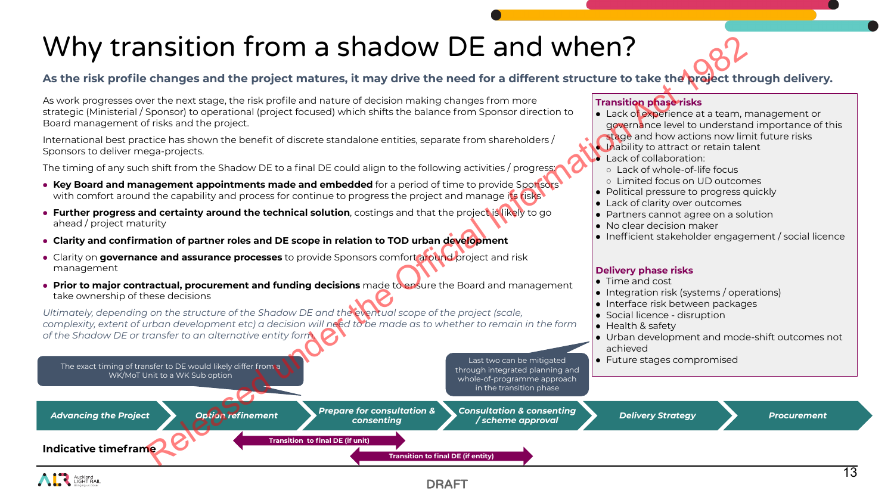# Why transition from a shadow DE and when?

**As the risk profile changes and the project matures, it may drive the need for a different structure to take the project through delivery.**

As work progresses over the next stage, the risk profile and nature of decision making changes from more strategic (Ministerial / Sponsor) to operational (project focused) which shifts the balance from Sponsor direction to Board management of risks and the project.

International best practice has shown the benefit of discrete standalone entities, separate from shareholders / Sponsors to deliver mega-projects.

The timing of any such shift from the Shadow DE to a final DE could align to the following activities / progress:

- **Key Board and management appointments made and embedded** for a period of time to provide Sponsors with comfort around the capability and process for continue to progress the project and manage its risks
- **Further progress and certainty around the technical solution**, costings and that the project is likely to go ahead / project maturity
- **Clarity and confirmation of partner roles and DE scope in relation to TOD urban development**
- Clarity on **governance and assurance processes** to provide Sponsors comfort around project and risk management
- **Prior to major contractual, procurement and funding decisions** made to ensure the Board and management take ownership of these decisions

*Ultimately, depending on the structure of the Shadow DE and the eventual scope of the project (scale, complexity, extent of urban development etc) a decision will need to be made as to whether to remain in the form of the Shadow DE or transfer to an alternative entity form.*

### Transition phase risks

- Lack of experience at a team, management or governance level to understand importance of this stage and how actions now limit future risks
- Inability to attract or retain talent
- Lack of collaboration:
  - Lack of whole-of-life focus
  - Limited focus on UD outcomes
- Political pressure to progress quickly
- Lack of clarity over outcomes
- Partners cannot agree on a solution
- No clear decision maker
- Inefficient stakeholder engagement / social licence

### Delivery phase risks

- Time and cost
- Integration risk (systems / operations)
- Interface risk between packages
- Social licence - disruption
- Health & safety
- Urban development and mode-shift outcomes not achieved
- Future stages compromised

The exact timing of transfer to DE would likely differ from a WK/MoT Unit to a WK Sub option

Last two can be mitigated through integrated planning and whole-of-programme approach in the transition phase

*Advancing the Project* → *Option refinement* → *Prepare for consultation & consenting* → *Consultation & consenting / scheme approval* → *Delivery Strategy* → *Procurement*

**Indicative timeframe**

- Transition to final DE (if unit)
- Transition to final DE (if entity)

Released under the Official Information Act 1982

DRAFT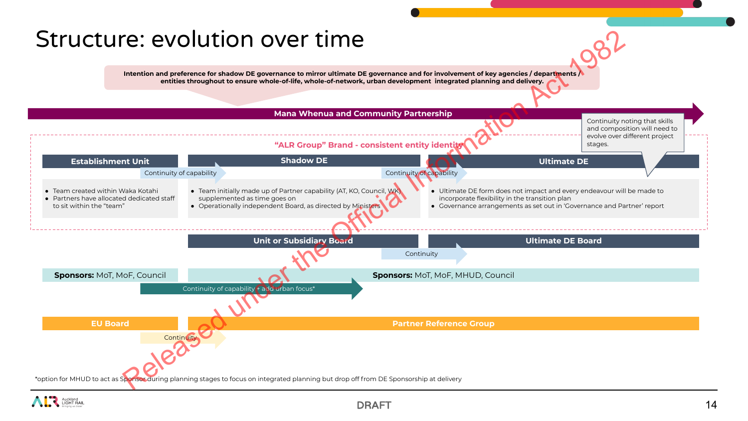# Structure: evolution over time

**Intention and preference for shadow DE governance to mirror ultimate DE governance and for involvement of key agencies / departments / entities throughout to ensure whole-of-life, whole-of-network, urban development integrated planning and delivery.**

**Mana Whenua and Community Partnership**

Continuity noting that skills and composition will need to evolve over different project stages.

**"ALR Group" Brand - consistent entity identity**

| Establishment Unit | Shadow DE | Ultimate DE |
|---|---|---|
| • Team created within Waka Kotahi<br>• Partners have allocated dedicated staff to sit within the "team" | • Team initially made up of Partner capability (AT, KO, Council, WK) supplemented as time goes on<br>• Operationally independent Board, as directed by Ministers | • Ultimate DE form does not impact and every endeavour will be made to incorporate flexibility in the transition plan<br>• Governance arrangements as set out in 'Governance and Partner' report |

Continuity of capability (Establishment Unit → Shadow DE)

Continuity of capability (Shadow DE → Ultimate DE)

**Unit or Subsidiary Board** → Continuity → **Ultimate DE Board**

**Sponsors:** MoT, MoF, Council → Continuity of capability + add urban focus* → **Sponsors:** MoT, MoF, MHUD, Council

**EU Board** → Continuity → **Partner Reference Group**

*option for MHUD to act as Sponsor during planning stages to focus on integrated planning but drop off from DE Sponsorship at delivery

DRAFT

Released under the Official Information Act 1982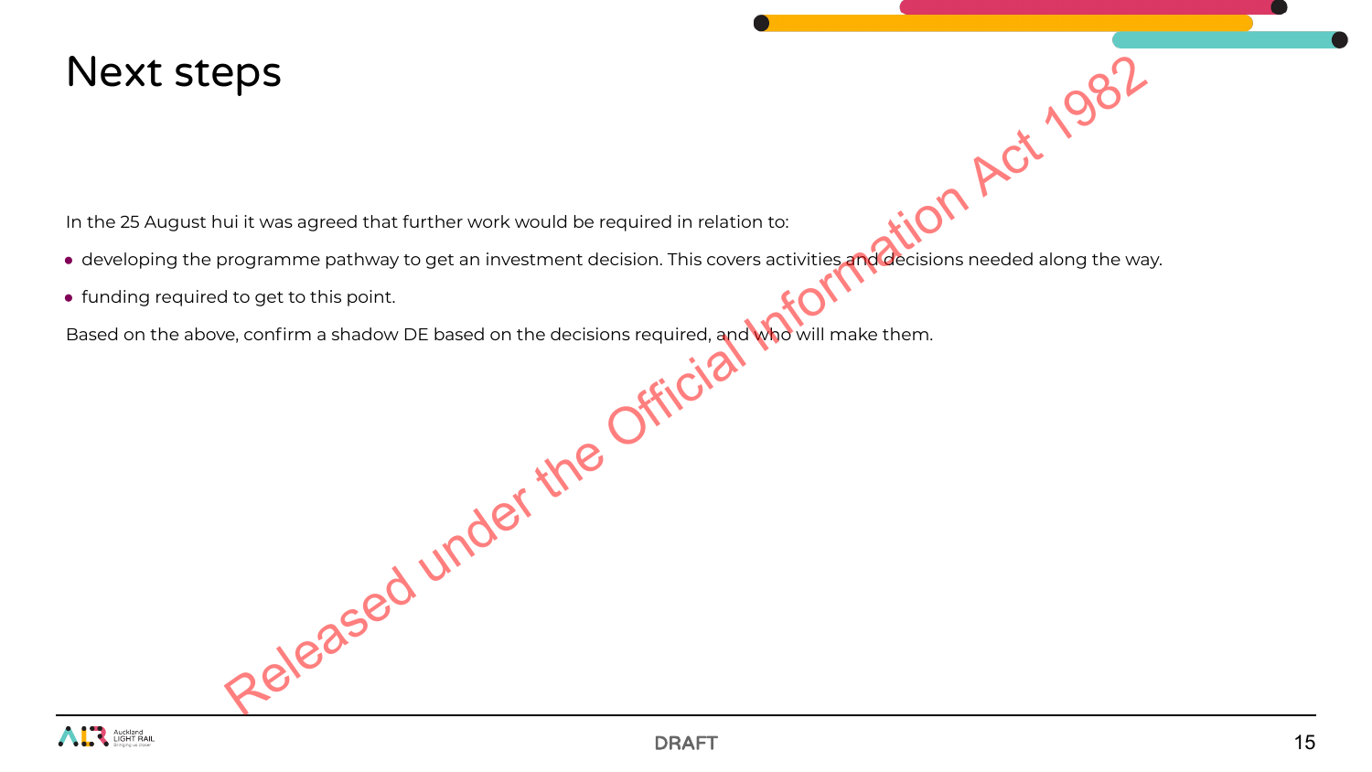# Next steps

In the 25 August hui it was agreed that further work would be required in relation to:

- developing the programme pathway to get an investment decision. This covers activities and decisions needed along the way.
- funding required to get to this point.

Based on the above, confirm a shadow DE based on the decisions required, and who will make them.

Released under the Official Information Act 1982

DRAFT